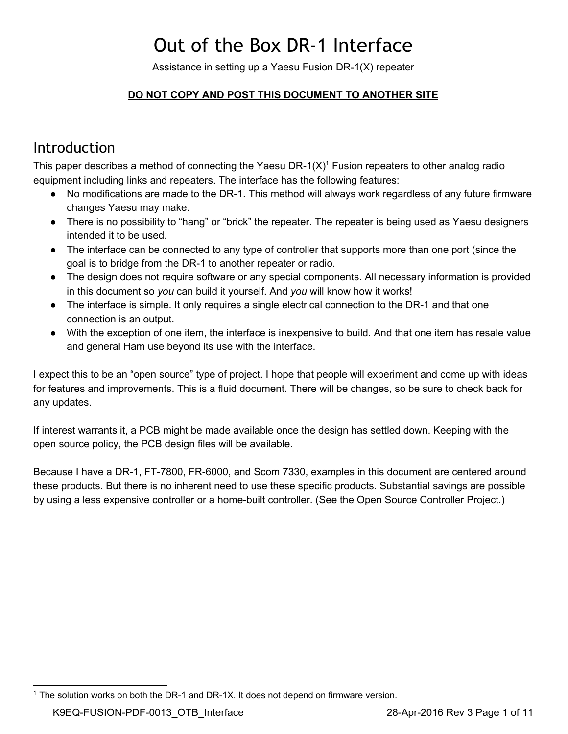# Out of the Box DR-1 Interface

Assistance in setting up a Yaesu Fusion DR-1(X) repeater

**DO NOT COPY AND POST THIS DOCUMENT TO ANOTHER SITE**

## Introduction

This paper describes a method of connecting the Yaesu DR-1(X)[1] Fusion repeaters to other analog radio equipment including links and repeaters. The interface has the following features:

- No modifications are made to the DR-1. This method will always work regardless of any future firmware changes Yaesu may make.
- There is no possibility to "hang" or "brick" the repeater. The repeater is being used as Yaesu designers intended it to be used.
- The interface can be connected to any type of controller that supports more than one port (since the goal is to bridge from the DR-1 to another repeater or radio.
- The design does not require software or any special components. All necessary information is provided in this document so *you* can build it yourself. And *you* will know how it works!
- The interface is simple. It only requires a single electrical connection to the DR-1 and that one connection is an output.
- With the exception of one item, the interface is inexpensive to build. And that one item has resale value and general Ham use beyond its use with the interface.

I expect this to be an "open source" type of project. I hope that people will experiment and come up with ideas for features and improvements. This is a fluid document. There will be changes, so be sure to check back for any updates.

If interest warrants it, a PCB might be made available once the design has settled down. Keeping with the open source policy, the PCB design files will be available.

Because I have a DR-1, FT-7800, FR-6000, and Scom 7330, examples in this document are centered around these products. But there is no inherent need to use these specific products. Substantial savings are possible by using a less expensive controller or a home-built controller. (See the Open Source Controller Project.)

[1] The solution works on both the DR-1 and DR-1X. It does not depend on firmware version.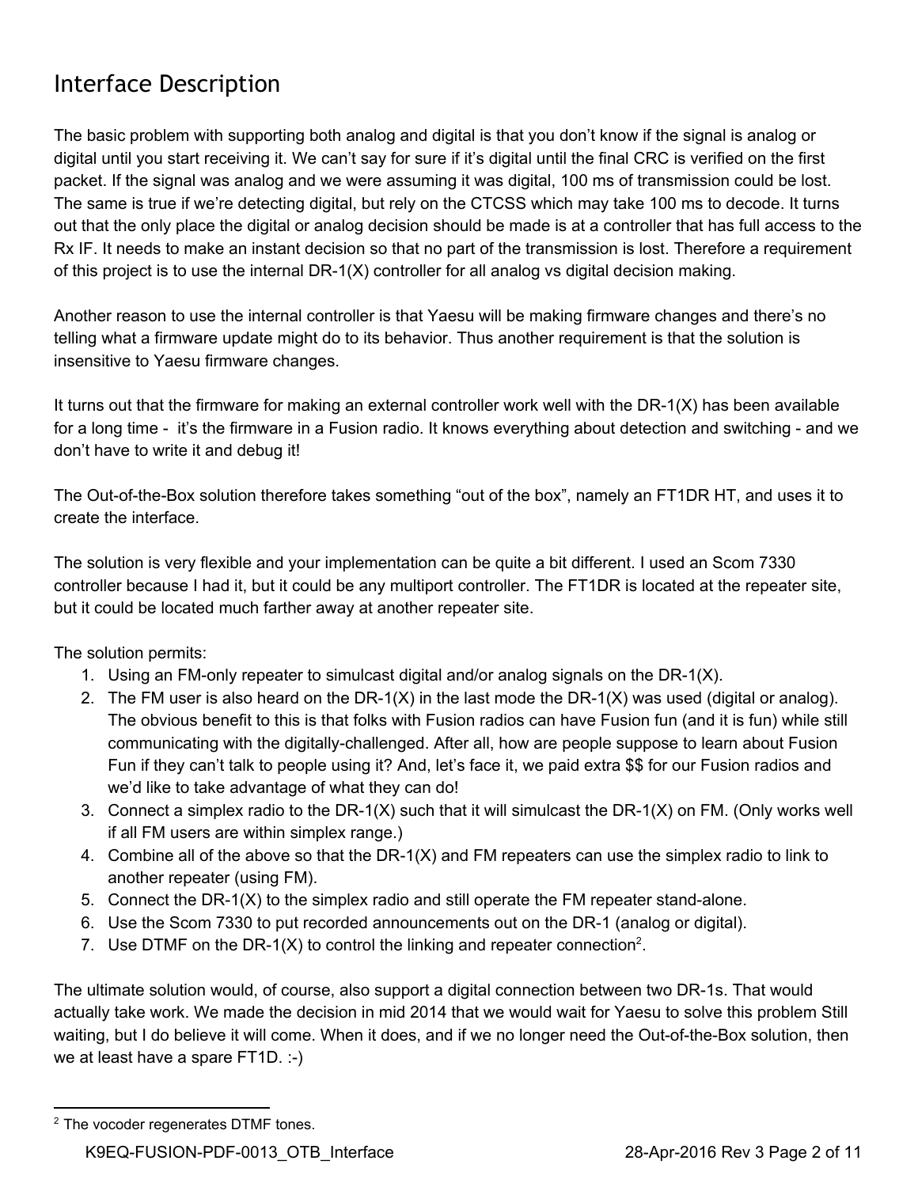## Interface Description

The basic problem with supporting both analog and digital is that you don't know if the signal is analog or digital until you start receiving it. We can't say for sure if it's digital until the final CRC is verified on the first packet. If the signal was analog and we were assuming it was digital, 100 ms of transmission could be lost. The same is true if we're detecting digital, but rely on the CTCSS which may take 100 ms to decode. It turns out that the only place the digital or analog decision should be made is at a controller that has full access to the Rx IF. It needs to make an instant decision so that no part of the transmission is lost. Therefore a requirement of this project is to use the internal DR-1(X) controller for all analog vs digital decision making.

Another reason to use the internal controller is that Yaesu will be making firmware changes and there's no telling what a firmware update might do to its behavior. Thus another requirement is that the solution is insensitive to Yaesu firmware changes.

It turns out that the firmware for making an external controller work well with the DR-1(X) has been available for a long time - it's the firmware in a Fusion radio. It knows everything about detection and switching - and we don't have to write it and debug it!

The Out-of-the-Box solution therefore takes something "out of the box", namely an FT1DR HT, and uses it to create the interface.

The solution is very flexible and your implementation can be quite a bit different. I used an Scom 7330 controller because I had it, but it could be any multiport controller. The FT1DR is located at the repeater site, but it could be located much farther away at another repeater site.

The solution permits:

1. Using an FM-only repeater to simulcast digital and/or analog signals on the DR-1(X).
2. The FM user is also heard on the DR-1(X) in the last mode the DR-1(X) was used (digital or analog). The obvious benefit to this is that folks with Fusion radios can have Fusion fun (and it is fun) while still communicating with the digitally-challenged. After all, how are people suppose to learn about Fusion Fun if they can't talk to people using it? And, let's face it, we paid extra $$ for our Fusion radios and we'd like to take advantage of what they can do!
3. Connect a simplex radio to the DR-1(X) such that it will simulcast the DR-1(X) on FM. (Only works well if all FM users are within simplex range.)
4. Combine all of the above so that the DR-1(X) and FM repeaters can use the simplex radio to link to another repeater (using FM).
5. Connect the DR-1(X) to the simplex radio and still operate the FM repeater stand-alone.
6. Use the Scom 7330 to put recorded announcements out on the DR-1 (analog or digital).
7. Use DTMF on the DR-1(X) to control the linking and repeater connection[2].

The ultimate solution would, of course, also support a digital connection between two DR-1s. That would actually take work. We made the decision in mid 2014 that we would wait for Yaesu to solve this problem Still waiting, but I do believe it will come. When it does, and if we no longer need the Out-of-the-Box solution, then we at least have a spare FT1D. :-)

[2] The vocoder regenerates DTMF tones.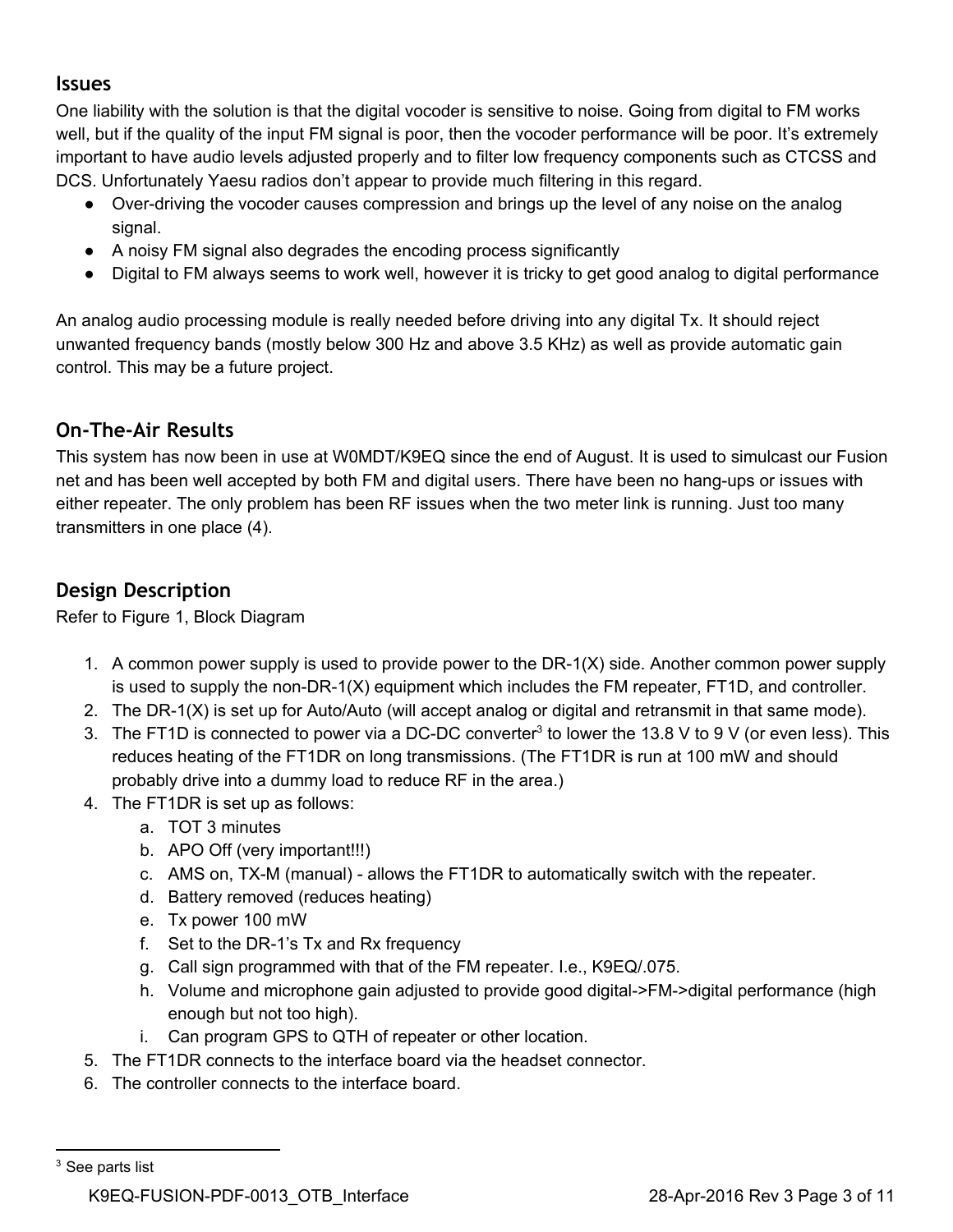## Issues

One liability with the solution is that the digital vocoder is sensitive to noise. Going from digital to FM works well, but if the quality of the input FM signal is poor, then the vocoder performance will be poor. It's extremely important to have audio levels adjusted properly and to filter low frequency components such as CTCSS and DCS. Unfortunately Yaesu radios don't appear to provide much filtering in this regard.

- Over-driving the vocoder causes compression and brings up the level of any noise on the analog signal.
- A noisy FM signal also degrades the encoding process significantly
- Digital to FM always seems to work well, however it is tricky to get good analog to digital performance

An analog audio processing module is really needed before driving into any digital Tx. It should reject unwanted frequency bands (mostly below 300 Hz and above 3.5 KHz) as well as provide automatic gain control. This may be a future project.

## On-The-Air Results

This system has now been in use at W0MDT/K9EQ since the end of August. It is used to simulcast our Fusion net and has been well accepted by both FM and digital users. There have been no hang-ups or issues with either repeater. The only problem has been RF issues when the two meter link is running. Just too many transmitters in one place (4).

## Design Description

Refer to Figure 1, Block Diagram

1. A common power supply is used to provide power to the DR-1(X) side. Another common power supply is used to supply the non-DR-1(X) equipment which includes the FM repeater, FT1D, and controller.
2. The DR-1(X) is set up for Auto/Auto (will accept analog or digital and retransmit in that same mode).
3. The FT1D is connected to power via a DC-DC converter[3] to lower the 13.8 V to 9 V (or even less). This reduces heating of the FT1DR on long transmissions. (The FT1DR is run at 100 mW and should probably drive into a dummy load to reduce RF in the area.)
4. The FT1DR is set up as follows:
    a. TOT 3 minutes
    b. APO Off (very important!!!)
    c. AMS on, TX-M (manual) - allows the FT1DR to automatically switch with the repeater.
    d. Battery removed (reduces heating)
    e. Tx power 100 mW
    f. Set to the DR-1's Tx and Rx frequency
    g. Call sign programmed with that of the FM repeater. I.e., K9EQ/.075.
    h. Volume and microphone gain adjusted to provide good digital->FM->digital performance (high enough but not too high).
    i. Can program GPS to QTH of repeater or other location.
5. The FT1DR connects to the interface board via the headset connector.
6. The controller connects to the interface board.

[3] See parts list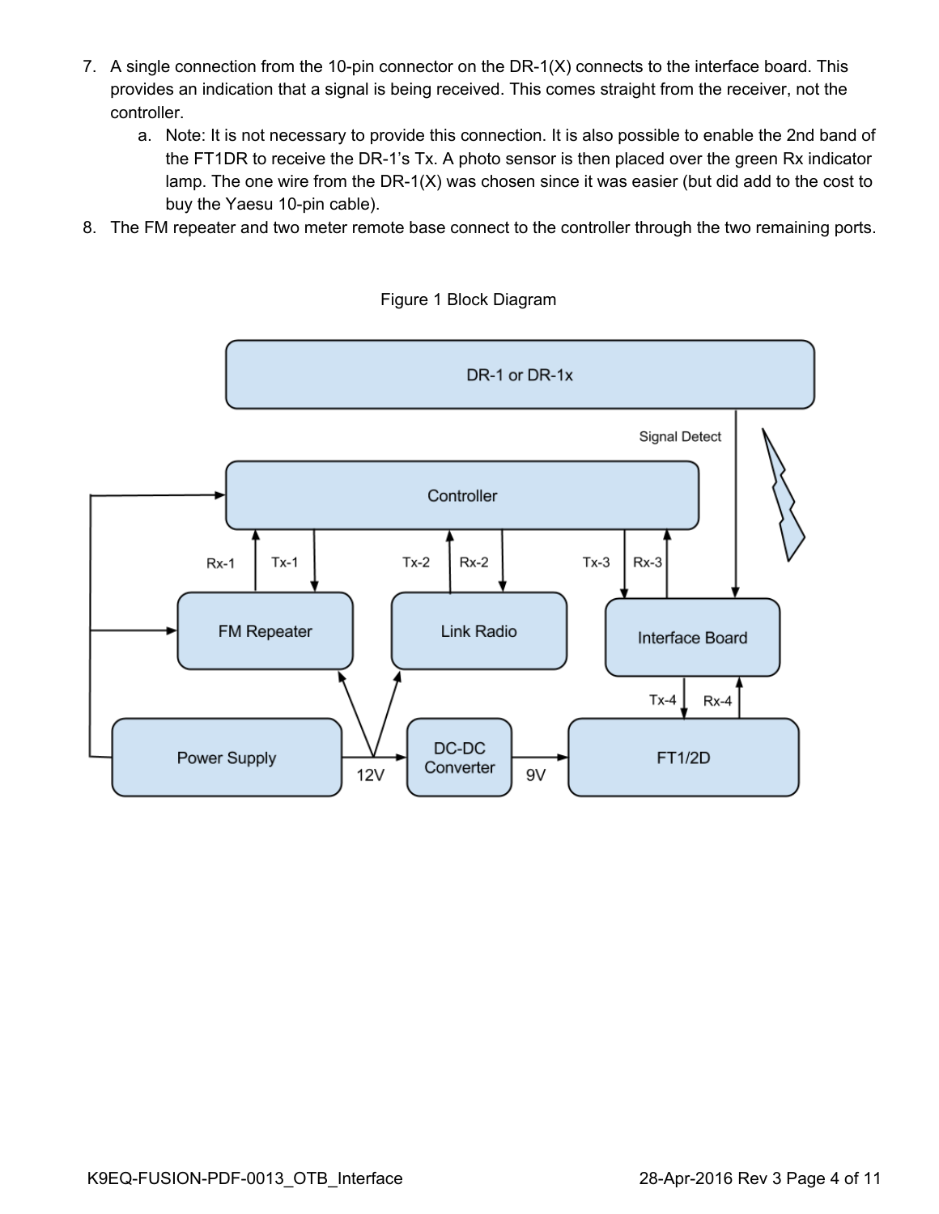7. A single connection from the 10-pin connector on the DR-1(X) connects to the interface board. This provides an indication that a signal is being received. This comes straight from the receiver, not the controller.
    a. Note: It is not necessary to provide this connection. It is also possible to enable the 2nd band of the FT1DR to receive the DR-1's Tx. A photo sensor is then placed over the green Rx indicator lamp. The one wire from the DR-1(X) was chosen since it was easier (but did add to the cost to buy the Yaesu 10-pin cable).
8. The FM repeater and two meter remote base connect to the controller through the two remaining ports.

Figure 1 Block Diagram

DR-1 or DR-1x

Signal Detect

Controller

Rx-1 Tx-1 Tx-2 Rx-2 Tx-3 Rx-3

FM Repeater

Link Radio

Interface Board

Tx-4 Rx-4

Power Supply

12V

DC-DC Converter

9V

FT1/2D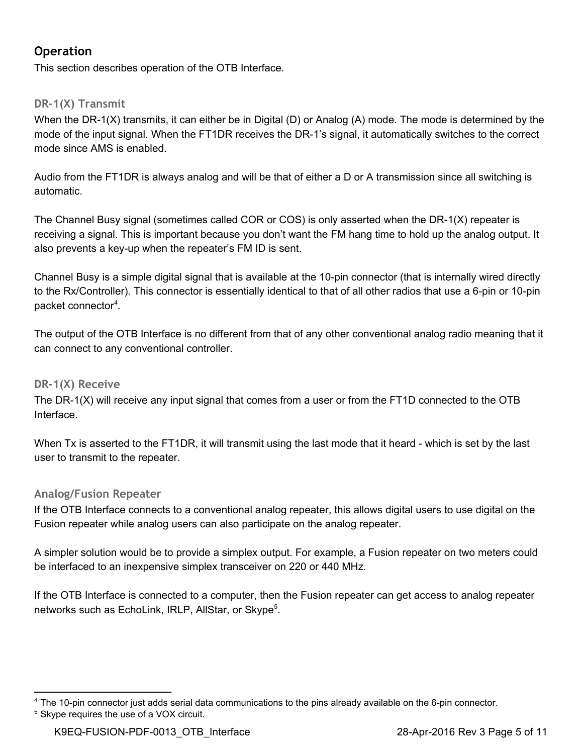## Operation

This section describes operation of the OTB Interface.

### DR-1(X) Transmit

When the DR-1(X) transmits, it can either be in Digital (D) or Analog (A) mode. The mode is determined by the mode of the input signal. When the FT1DR receives the DR-1's signal, it automatically switches to the correct mode since AMS is enabled.

Audio from the FT1DR is always analog and will be that of either a D or A transmission since all switching is automatic.

The Channel Busy signal (sometimes called COR or COS) is only asserted when the DR-1(X) repeater is receiving a signal. This is important because you don't want the FM hang time to hold up the analog output. It also prevents a key-up when the repeater's FM ID is sent.

Channel Busy is a simple digital signal that is available at the 10-pin connector (that is internally wired directly to the Rx/Controller). This connector is essentially identical to that of all other radios that use a 6-pin or 10-pin packet connector[4].

The output of the OTB Interface is no different from that of any other conventional analog radio meaning that it can connect to any conventional controller.

### DR-1(X) Receive

The DR-1(X) will receive any input signal that comes from a user or from the FT1D connected to the OTB Interface.

When Tx is asserted to the FT1DR, it will transmit using the last mode that it heard - which is set by the last user to transmit to the repeater.

### Analog/Fusion Repeater

If the OTB Interface connects to a conventional analog repeater, this allows digital users to use digital on the Fusion repeater while analog users can also participate on the analog repeater.

A simpler solution would be to provide a simplex output. For example, a Fusion repeater on two meters could be interfaced to an inexpensive simplex transceiver on 220 or 440 MHz.

If the OTB Interface is connected to a computer, then the Fusion repeater can get access to analog repeater networks such as EchoLink, IRLP, AllStar, or Skype[5].

---

[4] The 10-pin connector just adds serial data communications to the pins already available on the 6-pin connector.

[5] Skype requires the use of a VOX circuit.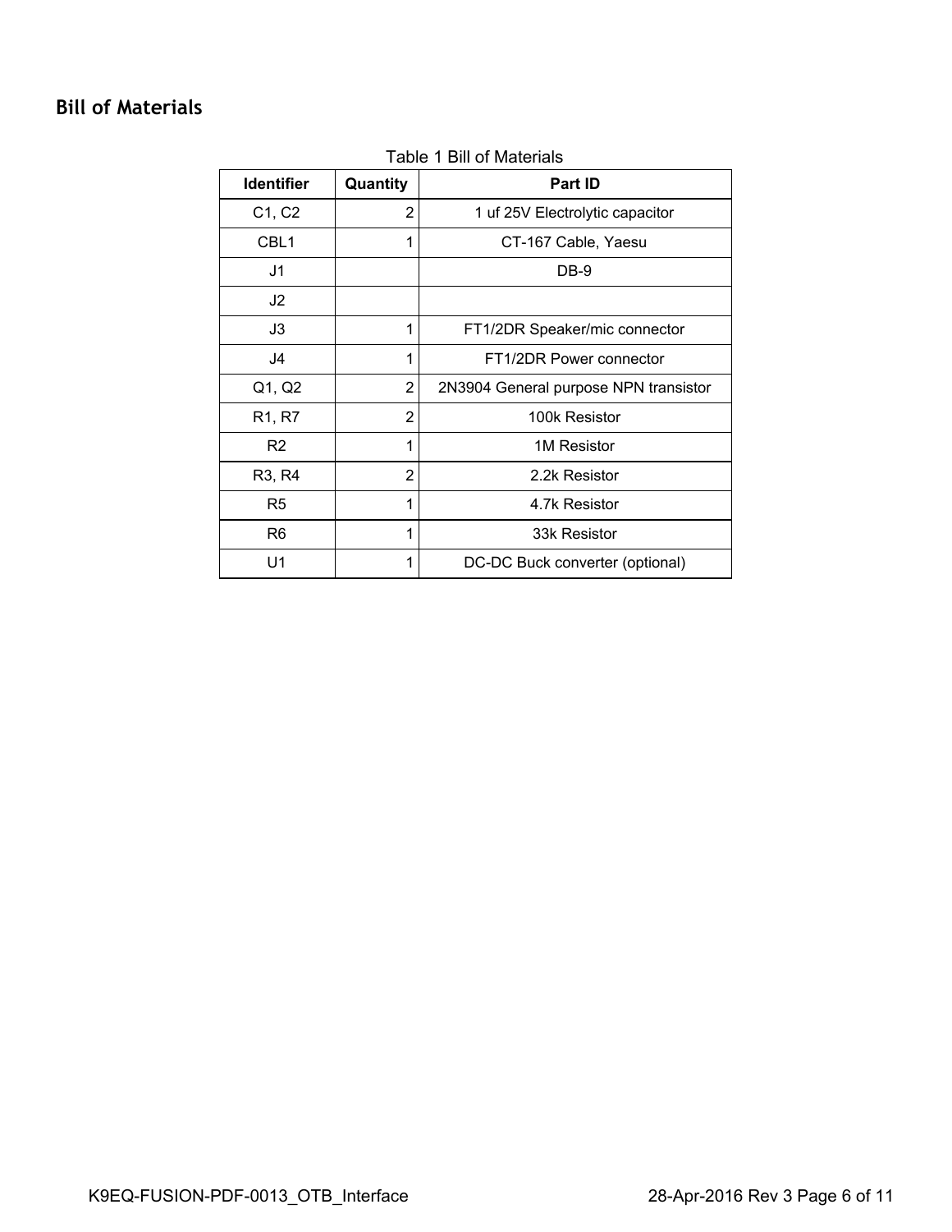## Bill of Materials

Table 1 Bill of Materials

| Identifier | Quantity | Part ID |
|---|---|---|
| C1, C2 | 2 | 1 uf 25V Electrolytic capacitor |
| CBL1 | 1 | CT-167 Cable, Yaesu |
| J1 | | DB-9 |
| J2 | | |
| J3 | 1 | FT1/2DR Speaker/mic connector |
| J4 | 1 | FT1/2DR Power connector |
| Q1, Q2 | 2 | 2N3904 General purpose NPN transistor |
| R1, R7 | 2 | 100k Resistor |
| R2 | 1 | 1M Resistor |
| R3, R4 | 2 | 2.2k Resistor |
| R5 | 1 | 4.7k Resistor |
| R6 | 1 | 33k Resistor |
| U1 | 1 | DC-DC Buck converter (optional) |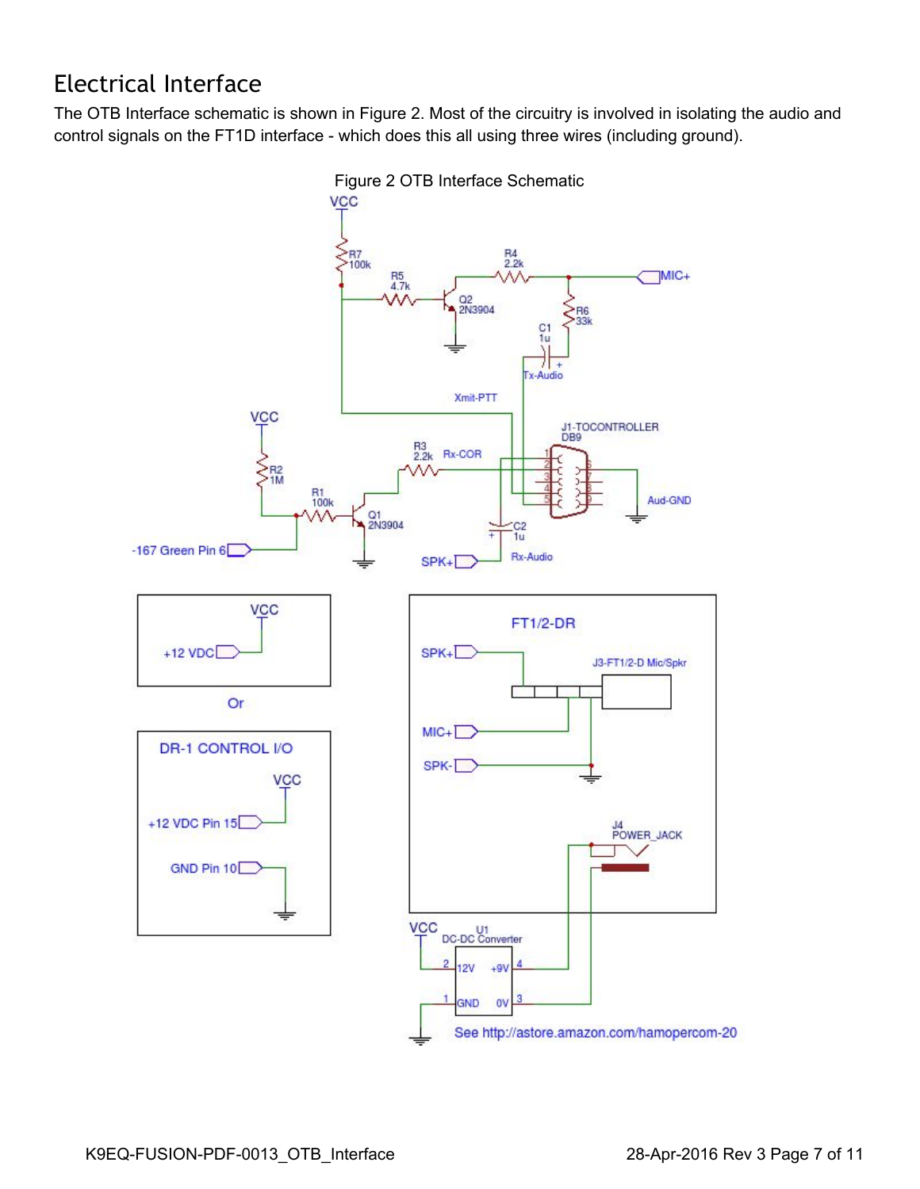## Electrical Interface

The OTB Interface schematic is shown in Figure 2. Most of the circuitry is involved in isolating the audio and control signals on the FT1D interface - which does this all using three wires (including ground).

Figure 2 OTB Interface Schematic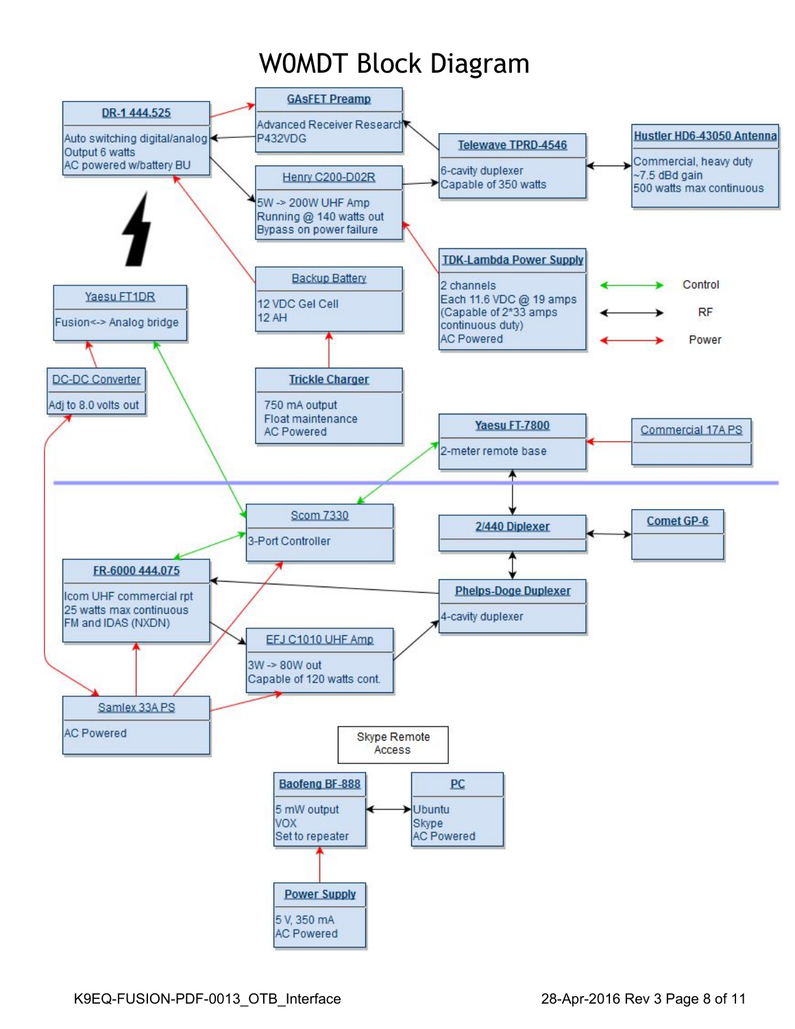# W0MDT Block Diagram

**DR-1 444.525**
Auto switching digital/analog
Output 6 watts
AC powered w/battery BU

**GAsFET Preamp**
Advanced Receiver Research
P432VDG

**Telewave TPRD-4546**
6-cavity duplexer
Capable of 350 watts

**Hustler HD6-43050 Antenna**
Commercial, heavy duty
~7.5 dBd gain
500 watts max continuous

**Henry C200-D02R**
5W -> 200W UHF Amp
Running @ 140 watts out
Bypass on power failure

**TDK-Lambda Power Supply**
2 channels
Each 11.6 VDC @ 19 amps
(Capable of 2*33 amps continuous duty)
AC Powered

**Backup Battery**
12 VDC Gel Cell
12 AH

**Trickle Charger**
750 mA output
Float maintenance
AC Powered

**Yaesu FT1DR**
Fusion<-> Analog bridge

**DC-DC Converter**
Adj to 8.0 volts out

Control
RF
Power

**Yaesu FT-7800**
2-meter remote base

**Commercial 17A PS**

**Scom 7330**
3-Port Controller

**2/440 Diplexer**

**Comet GP-6**

**FR-6000 444.075**
Icom UHF commercial rpt
25 watts max continuous
FM and IDAS (NXDN)

**Phelps-Doge Duplexer**
4-cavity duplexer

**EFJ C1010 UHF Amp**
3W -> 80W out
Capable of 120 watts cont.

**Samlex 33A PS**
AC Powered

Skype Remote Access

**Baofeng BF-888**
5 mW output
VOX
Set to repeater

**PC**
Ubuntu
Skype
AC Powered

**Power Supply**
5 V, 350 mA
AC Powered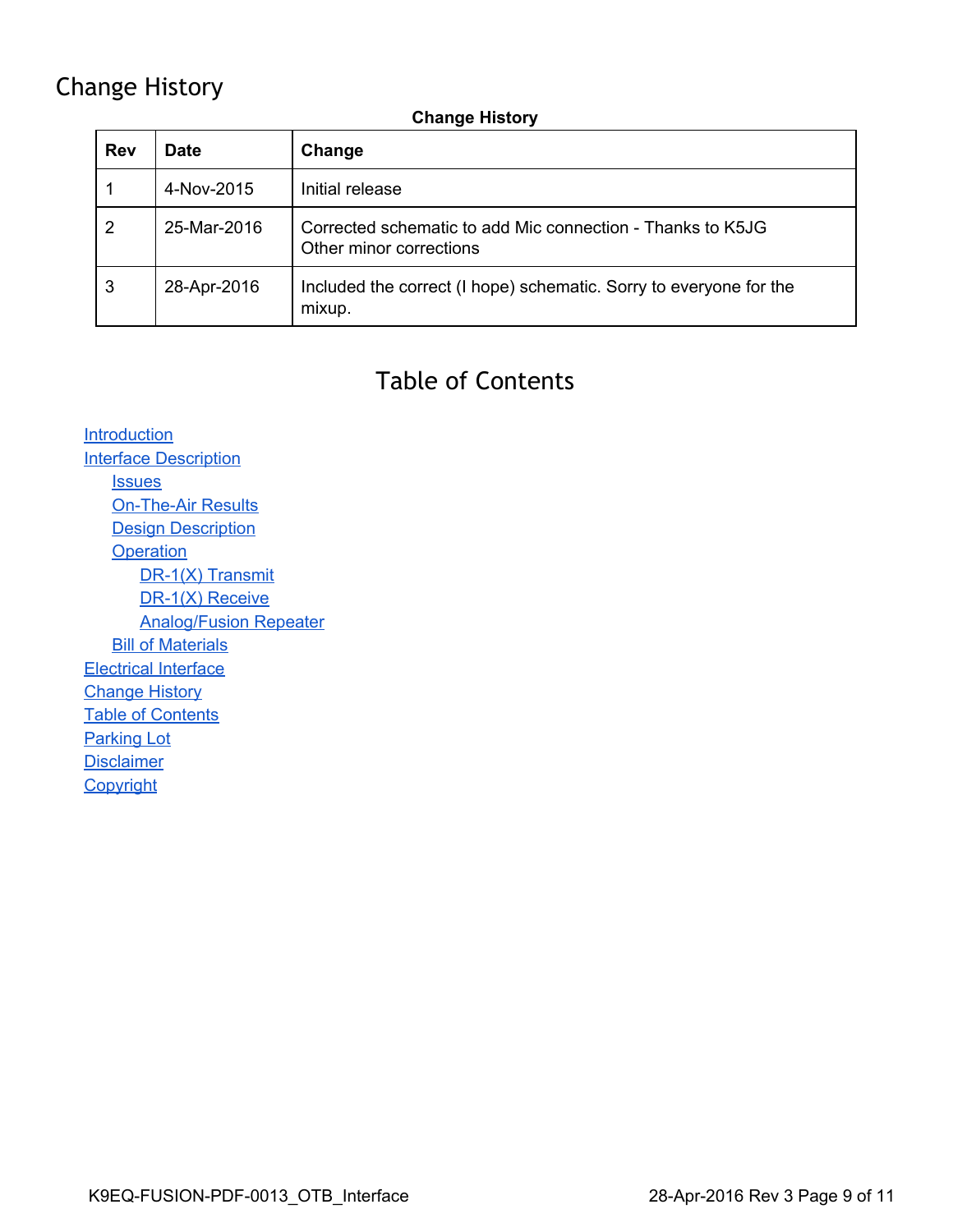# Change History

**Change History**

| Rev | Date | Change |
|---|---|---|
| 1 | 4-Nov-2015 | Initial release |
| 2 | 25-Mar-2016 | Corrected schematic to add Mic connection - Thanks to K5JG<br>Other minor corrections |
| 3 | 28-Apr-2016 | Included the correct (I hope) schematic. Sorry to everyone for the mixup. |

# Table of Contents

- Introduction
- Interface Description
  - Issues
  - On-The-Air Results
  - Design Description
  - Operation
    - DR-1(X) Transmit
    - DR-1(X) Receive
    - Analog/Fusion Repeater
  - Bill of Materials
- Electrical Interface
- Change History
- Table of Contents
- Parking Lot
- Disclaimer
- Copyright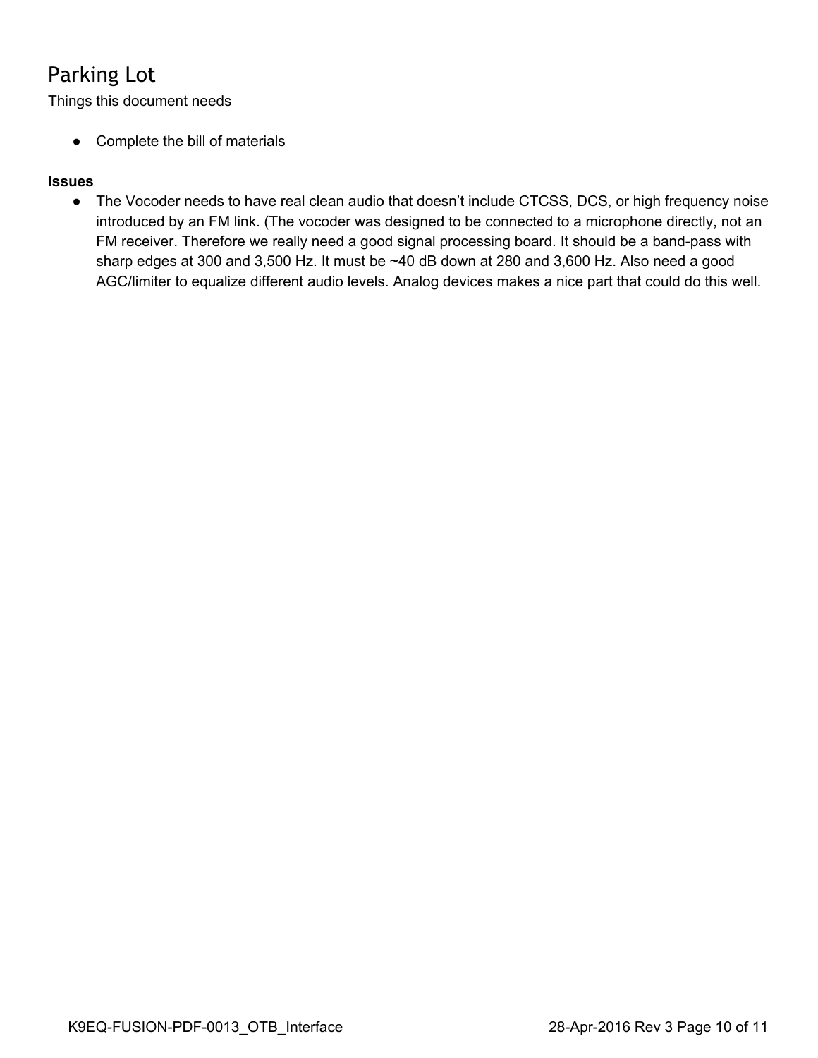# Parking Lot

Things this document needs

- Complete the bill of materials

**Issues**

- The Vocoder needs to have real clean audio that doesn't include CTCSS, DCS, or high frequency noise introduced by an FM link. (The vocoder was designed to be connected to a microphone directly, not an FM receiver. Therefore we really need a good signal processing board. It should be a band-pass with sharp edges at 300 and 3,500 Hz. It must be ~40 dB down at 280 and 3,600 Hz. Also need a good AGC/limiter to equalize different audio levels. Analog devices makes a nice part that could do this well.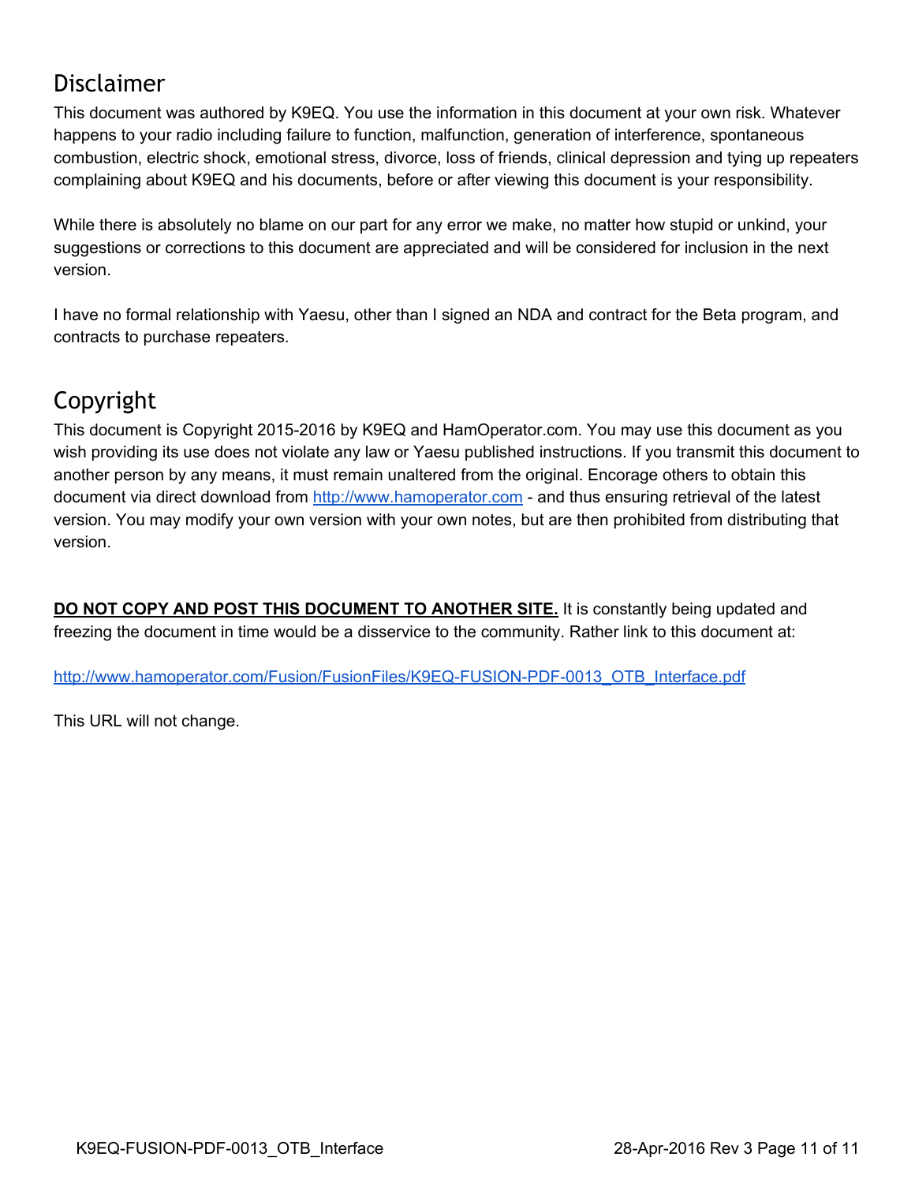## Disclaimer

This document was authored by K9EQ. You use the information in this document at your own risk. Whatever happens to your radio including failure to function, malfunction, generation of interference, spontaneous combustion, electric shock, emotional stress, divorce, loss of friends, clinical depression and tying up repeaters complaining about K9EQ and his documents, before or after viewing this document is your responsibility.

While there is absolutely no blame on our part for any error we make, no matter how stupid or unkind, your suggestions or corrections to this document are appreciated and will be considered for inclusion in the next version.

I have no formal relationship with Yaesu, other than I signed an NDA and contract for the Beta program, and contracts to purchase repeaters.

## Copyright

This document is Copyright 2015-2016 by K9EQ and HamOperator.com. You may use this document as you wish providing its use does not violate any law or Yaesu published instructions. If you transmit this document to another person by any means, it must remain unaltered from the original. Encorage others to obtain this document via direct download from [http://www.hamoperator.com](http://www.hamoperator.com) - and thus ensuring retrieval of the latest version. You may modify your own version with your own notes, but are then prohibited from distributing that version.

**DO NOT COPY AND POST THIS DOCUMENT TO ANOTHER SITE.** It is constantly being updated and freezing the document in time would be a disservice to the community. Rather link to this document at:

[http://www.hamoperator.com/Fusion/FusionFiles/K9EQ-FUSION-PDF-0013_OTB_Interface.pdf](http://www.hamoperator.com/Fusion/FusionFiles/K9EQ-FUSION-PDF-0013_OTB_Interface.pdf)

This URL will not change.